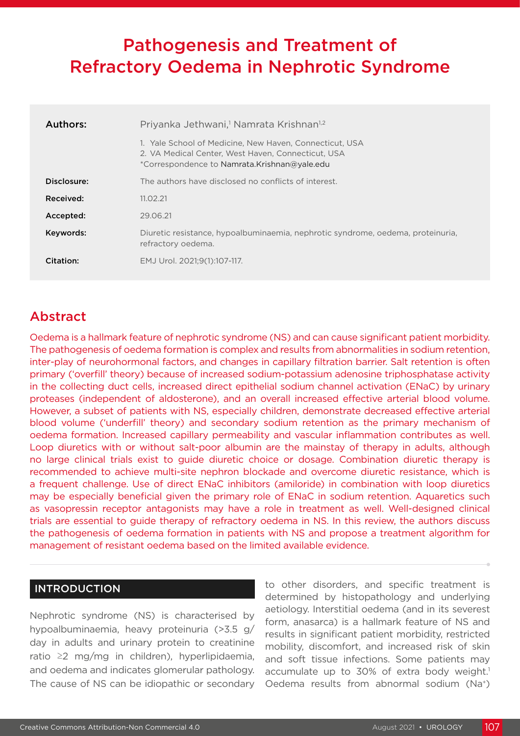# Pathogenesis and Treatment of Refractory Oedema in Nephrotic Syndrome

| | |
|---|---|
| **Authors:** | Priyanka Jethwani,[1] Namrata Krishnan[1,2]<br>1. Yale School of Medicine, New Haven, Connecticut, USA<br>2. VA Medical Center, West Haven, Connecticut, USA<br>*Correspondence to Namrata.Krishnan@yale.edu |
| **Disclosure:** | The authors have disclosed no conflicts of interest. |
| **Received:** | 11.02.21 |
| **Accepted:** | 29.06.21 |
| **Keywords:** | Diuretic resistance, hypoalbuminaemia, nephrotic syndrome, oedema, proteinuria, refractory oedema. |
| **Citation:** | EMJ Urol. 2021;9(1):107-117. |

## Abstract

Oedema is a hallmark feature of nephrotic syndrome (NS) and can cause significant patient morbidity. The pathogenesis of oedema formation is complex and results from abnormalities in sodium retention, inter-play of neurohormonal factors, and changes in capillary filtration barrier. Salt retention is often primary ('overfill' theory) because of increased sodium-potassium adenosine triphosphatase activity in the collecting duct cells, increased direct epithelial sodium channel activation (ENaC) by urinary proteases (independent of aldosterone), and an overall increased effective arterial blood volume. However, a subset of patients with NS, especially children, demonstrate decreased effective arterial blood volume ('underfill' theory) and secondary sodium retention as the primary mechanism of oedema formation. Increased capillary permeability and vascular inflammation contributes as well. Loop diuretics with or without salt-poor albumin are the mainstay of therapy in adults, although no large clinical trials exist to guide diuretic choice or dosage. Combination diuretic therapy is recommended to achieve multi-site nephron blockade and overcome diuretic resistance, which is a frequent challenge. Use of direct ENaC inhibitors (amiloride) in combination with loop diuretics may be especially beneficial given the primary role of ENaC in sodium retention. Aquaretics such as vasopressin receptor antagonists may have a role in treatment as well. Well-designed clinical trials are essential to guide therapy of refractory oedema in NS. In this review, the authors discuss the pathogenesis of oedema formation in patients with NS and propose a treatment algorithm for management of resistant oedema based on the limited available evidence.

## INTRODUCTION

Nephrotic syndrome (NS) is characterised by hypoalbuminaemia, heavy proteinuria (>3.5 g/day in adults and urinary protein to creatinine ratio ≥2 mg/mg in children), hyperlipidaemia, and oedema and indicates glomerular pathology. The cause of NS can be idiopathic or secondary to other disorders, and specific treatment is determined by histopathology and underlying aetiology. Interstitial oedema (and in its severest form, anasarca) is a hallmark feature of NS and results in significant patient morbidity, restricted mobility, discomfort, and increased risk of skin and soft tissue infections. Some patients may accumulate up to 30% of extra body weight.[1] Oedema results from abnormal sodium ($Na^+$)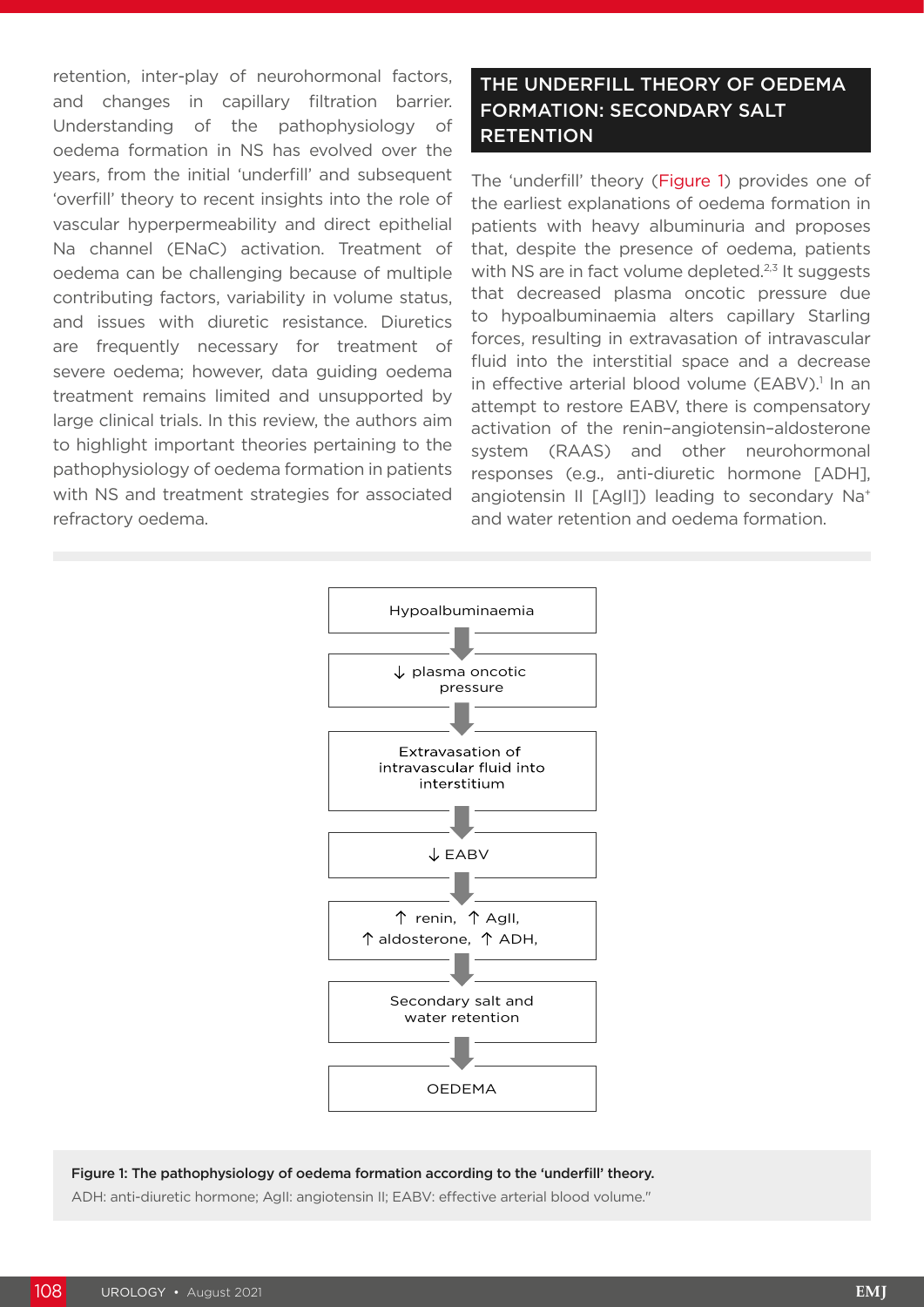retention, inter-play of neurohormonal factors, and changes in capillary filtration barrier. Understanding of the pathophysiology of oedema formation in NS has evolved over the years, from the initial 'underfill' and subsequent 'overfill' theory to recent insights into the role of vascular hyperpermeability and direct epithelial Na channel (ENaC) activation. Treatment of oedema can be challenging because of multiple contributing factors, variability in volume status, and issues with diuretic resistance. Diuretics are frequently necessary for treatment of severe oedema; however, data guiding oedema treatment remains limited and unsupported by large clinical trials. In this review, the authors aim to highlight important theories pertaining to the pathophysiology of oedema formation in patients with NS and treatment strategies for associated refractory oedema.

## THE UNDERFILL THEORY OF OEDEMA FORMATION: SECONDARY SALT RETENTION

The 'underfill' theory (Figure 1) provides one of the earliest explanations of oedema formation in patients with heavy albuminuria and proposes that, despite the presence of oedema, patients with NS are in fact volume depleted.[2,3] It suggests that decreased plasma oncotic pressure due to hypoalbuminaemia alters capillary Starling forces, resulting in extravasation of intravascular fluid into the interstitial space and a decrease in effective arterial blood volume (EABV).[1] In an attempt to restore EABV, there is compensatory activation of the renin–angiotensin–aldosterone system (RAAS) and other neurohormonal responses (e.g., anti-diuretic hormone [ADH], angiotensin II [AgII]) leading to secondary $Na^+$ and water retention and oedema formation.

Hypoalbuminaemia

↓ plasma oncotic pressure

Extravasation of intravascular fluid into interstitium

↓ EABV

↑ renin, ↑ AgII, ↑ aldosterone, ↑ ADH,

Secondary salt and water retention

OEDEMA

**Figure 1: The pathophysiology of oedema formation according to the 'underfill' theory.**
ADH: anti-diuretic hormone; AgII: angiotensin II; EABV: effective arterial blood volume.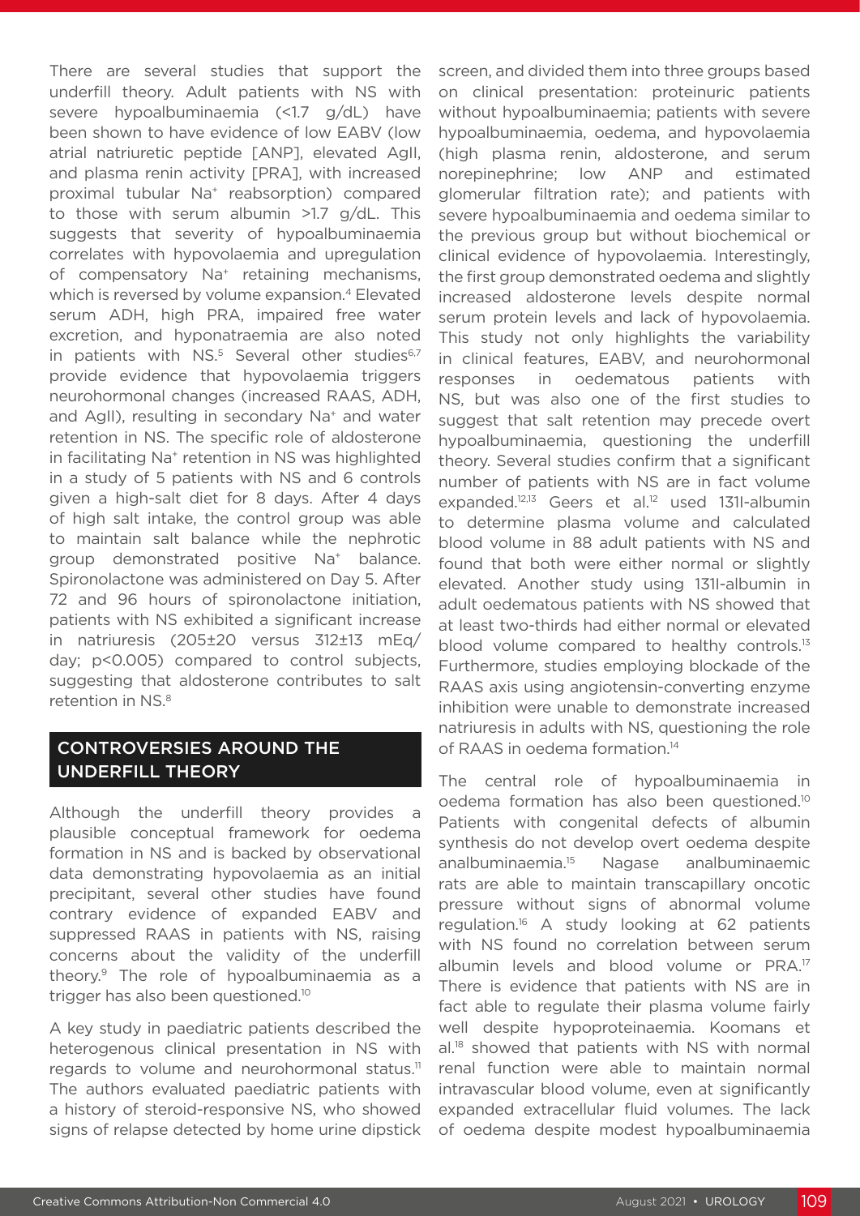There are several studies that support the underfill theory. Adult patients with NS with severe hypoalbuminaemia (<1.7 g/dL) have been shown to have evidence of low EABV (low atrial natriuretic peptide [ANP], elevated AgII, and plasma renin activity [PRA], with increased proximal tubular $Na^+$ reabsorption) compared to those with serum albumin >1.7 g/dL. This suggests that severity of hypoalbuminaemia correlates with hypovolaemia and upregulation of compensatory $Na^+$ retaining mechanisms, which is reversed by volume expansion.[4] Elevated serum ADH, high PRA, impaired free water excretion, and hyponatraemia are also noted in patients with NS.[5] Several other studies[6,7] provide evidence that hypovolaemia triggers neurohormonal changes (increased RAAS, ADH, and AgII), resulting in secondary $Na^+$ and water retention in NS. The specific role of aldosterone in facilitating $Na^+$ retention in NS was highlighted in a study of 5 patients with NS and 6 controls given a high-salt diet for 8 days. After 4 days of high salt intake, the control group was able to maintain salt balance while the nephrotic group demonstrated positive $Na^+$ balance. Spironolactone was administered on Day 5. After 72 and 96 hours of spironolactone initiation, patients with NS exhibited a significant increase in natriuresis (205±20 versus 312±13 mEq/day; $p<0.005$) compared to control subjects, suggesting that aldosterone contributes to salt retention in NS.[8]

## CONTROVERSIES AROUND THE UNDERFILL THEORY

Although the underfill theory provides a plausible conceptual framework for oedema formation in NS and is backed by observational data demonstrating hypovolaemia as an initial precipitant, several other studies have found contrary evidence of expanded EABV and suppressed RAAS in patients with NS, raising concerns about the validity of the underfill theory.[9] The role of hypoalbuminaemia as a trigger has also been questioned.[10]

A key study in paediatric patients described the heterogenous clinical presentation in NS with regards to volume and neurohormonal status.[11] The authors evaluated paediatric patients with a history of steroid-responsive NS, who showed signs of relapse detected by home urine dipstick screen, and divided them into three groups based on clinical presentation: proteinuric patients without hypoalbuminaemia; patients with severe hypoalbuminaemia, oedema, and hypovolaemia (high plasma renin, aldosterone, and serum norepinephrine; low ANP and estimated glomerular filtration rate); and patients with severe hypoalbuminaemia and oedema similar to the previous group but without biochemical or clinical evidence of hypovolaemia. Interestingly, the first group demonstrated oedema and slightly increased aldosterone levels despite normal serum protein levels and lack of hypovolaemia. This study not only highlights the variability in clinical features, EABV, and neurohormonal responses in oedematous patients with NS, but was also one of the first studies to suggest that salt retention may precede overt hypoalbuminaemia, questioning the underfill theory. Several studies confirm that a significant number of patients with NS are in fact volume expanded.[12,13] Geers et al.[12] used 131I-albumin to determine plasma volume and calculated blood volume in 88 adult patients with NS and found that both were either normal or slightly elevated. Another study using 131I-albumin in adult oedematous patients with NS showed that at least two-thirds had either normal or elevated blood volume compared to healthy controls.[13] Furthermore, studies employing blockade of the RAAS axis using angiotensin-converting enzyme inhibition were unable to demonstrate increased natriuresis in adults with NS, questioning the role of RAAS in oedema formation.[14]

The central role of hypoalbuminaemia in oedema formation has also been questioned.[10] Patients with congenital defects of albumin synthesis do not develop overt oedema despite analbuminaemia.[15] Nagase analbuminaemic rats are able to maintain transcapillary oncotic pressure without signs of abnormal volume regulation.[16] A study looking at 62 patients with NS found no correlation between serum albumin levels and blood volume or PRA.[17] There is evidence that patients with NS are in fact able to regulate their plasma volume fairly well despite hypoproteinaemia. Koomans et al.[18] showed that patients with NS with normal renal function were able to maintain normal intravascular blood volume, even at significantly expanded extracellular fluid volumes. The lack of oedema despite modest hypoalbuminaemia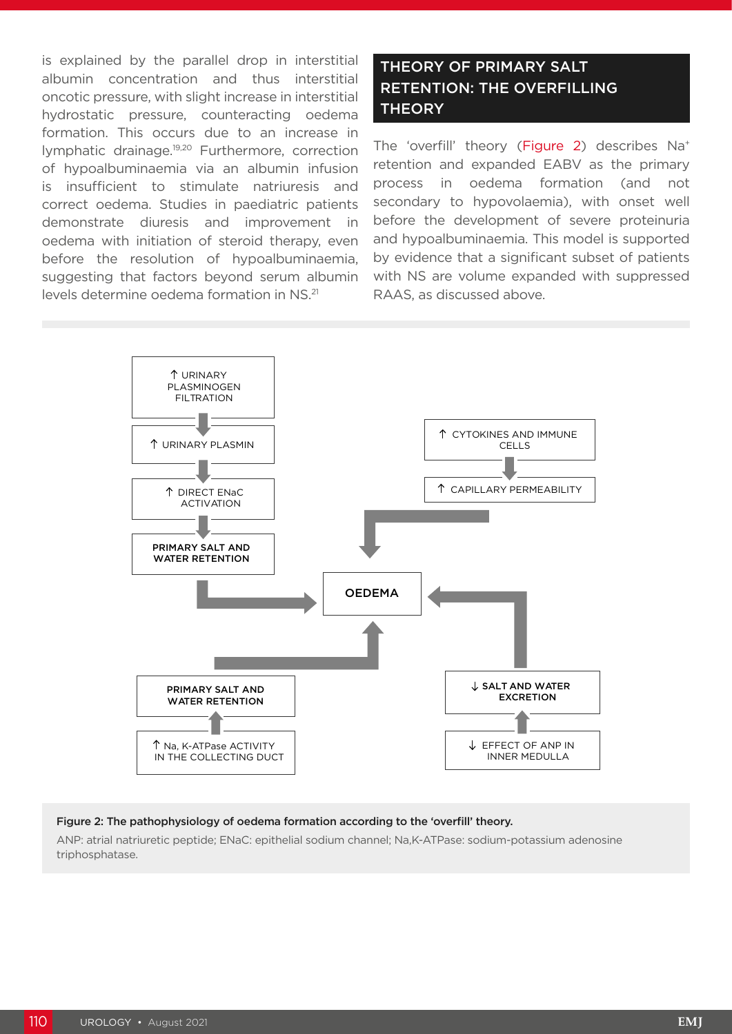is explained by the parallel drop in interstitial albumin concentration and thus interstitial oncotic pressure, with slight increase in interstitial hydrostatic pressure, counteracting oedema formation. This occurs due to an increase in lymphatic drainage.[19,20] Furthermore, correction of hypoalbuminaemia via an albumin infusion is insufficient to stimulate natriuresis and correct oedema. Studies in paediatric patients demonstrate diuresis and improvement in oedema with initiation of steroid therapy, even before the resolution of hypoalbuminaemia, suggesting that factors beyond serum albumin levels determine oedema formation in NS.[21]

## THEORY OF PRIMARY SALT RETENTION: THE OVERFILLING THEORY

The 'overfill' theory (Figure 2) describes $Na^{+}$ retention and expanded EABV as the primary process in oedema formation (and not secondary to hypovolaemia), with onset well before the development of severe proteinuria and hypoalbuminaemia. This model is supported by evidence that a significant subset of patients with NS are volume expanded with suppressed RAAS, as discussed above.

↑ URINARY PLASMINOGEN FILTRATION → ↑ URINARY PLASMIN → ↑ DIRECT ENaC ACTIVATION → PRIMARY SALT AND WATER RETENTION → OEDEMA

↑ CYTOKINES AND IMMUNE CELLS → ↑ CAPILLARY PERMEABILITY → OEDEMA

↑ Na, K-ATPase ACTIVITY IN THE COLLECTING DUCT → PRIMARY SALT AND WATER RETENTION → OEDEMA

↓ EFFECT OF ANP IN INNER MEDULLA → ↓ SALT AND WATER EXCRETION → OEDEMA

**Figure 2: The pathophysiology of oedema formation according to the 'overfill' theory.**

ANP: atrial natriuretic peptide; ENaC: epithelial sodium channel; Na,K-ATPase: sodium-potassium adenosine triphosphatase.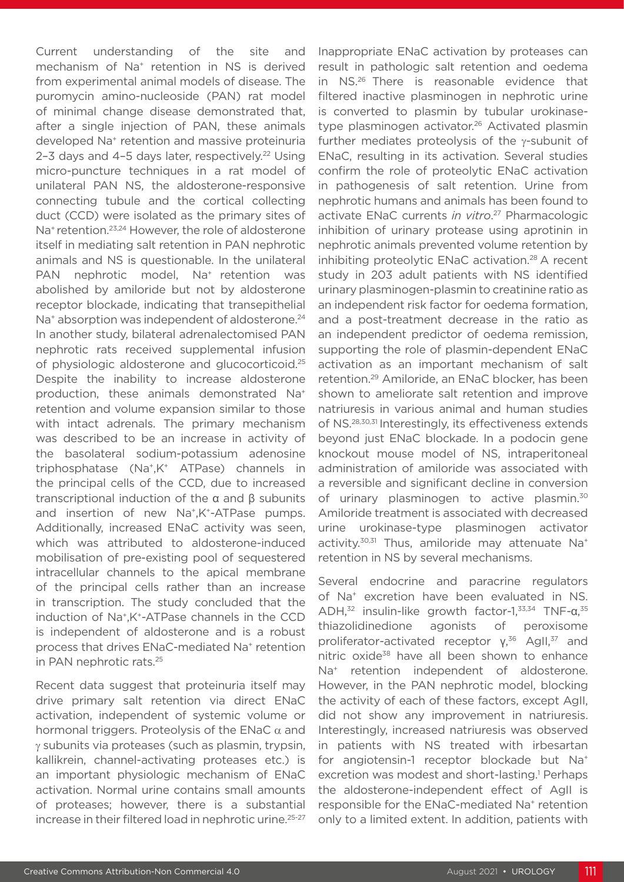Current understanding of the site and mechanism of $Na^+$ retention in NS is derived from experimental animal models of disease. The puromycin amino-nucleoside (PAN) rat model of minimal change disease demonstrated that, after a single injection of PAN, these animals developed $Na^+$ retention and massive proteinuria 2–3 days and 4–5 days later, respectively.[22] Using micro-puncture techniques in a rat model of unilateral PAN NS, the aldosterone-responsive connecting tubule and the cortical collecting duct (CCD) were isolated as the primary sites of $Na^+$ retention.[23,24] However, the role of aldosterone itself in mediating salt retention in PAN nephrotic animals and NS is questionable. In the unilateral PAN nephrotic model, $Na^+$ retention was abolished by amiloride but not by aldosterone receptor blockade, indicating that transepithelial $Na^+$ absorption was independent of aldosterone.[24] In another study, bilateral adrenalectomised PAN nephrotic rats received supplemental infusion of physiologic aldosterone and glucocorticoid.[25] Despite the inability to increase aldosterone production, these animals demonstrated $Na^+$ retention and volume expansion similar to those with intact adrenals. The primary mechanism was described to be an increase in activity of the basolateral sodium-potassium adenosine triphosphatase ($Na^+$,$K^+$ ATPase) channels in the principal cells of the CCD, due to increased transcriptional induction of the α and β subunits and insertion of new $Na^+$,$K^+$-ATPase pumps. Additionally, increased ENaC activity was seen, which was attributed to aldosterone-induced mobilisation of pre-existing pool of sequestered intracellular channels to the apical membrane of the principal cells rather than an increase in transcription. The study concluded that the induction of $Na^+$,$K^+$-ATPase channels in the CCD is independent of aldosterone and is a robust process that drives ENaC-mediated $Na^+$ retention in PAN nephrotic rats.[25]

Recent data suggest that proteinuria itself may drive primary salt retention via direct ENaC activation, independent of systemic volume or hormonal triggers. Proteolysis of the ENaC α and γ subunits via proteases (such as plasmin, trypsin, kallikrein, channel-activating proteases etc.) is an important physiologic mechanism of ENaC activation. Normal urine contains small amounts of proteases; however, there is a substantial increase in their filtered load in nephrotic urine.[25-27]

Inappropriate ENaC activation by proteases can result in pathologic salt retention and oedema in NS.[26] There is reasonable evidence that filtered inactive plasminogen in nephrotic urine is converted to plasmin by tubular urokinase-type plasminogen activator.[26] Activated plasmin further mediates proteolysis of the γ-subunit of ENaC, resulting in its activation. Several studies confirm the role of proteolytic ENaC activation in pathogenesis of salt retention. Urine from nephrotic humans and animals has been found to activate ENaC currents *in vitro*.[27] Pharmacologic inhibition of urinary protease using aprotinin in nephrotic animals prevented volume retention by inhibiting proteolytic ENaC activation.[28] A recent study in 203 adult patients with NS identified urinary plasminogen-plasmin to creatinine ratio as an independent risk factor for oedema formation, and a post-treatment decrease in the ratio as an independent predictor of oedema remission, supporting the role of plasmin-dependent ENaC activation as an important mechanism of salt retention.[29] Amiloride, an ENaC blocker, has been shown to ameliorate salt retention and improve natriuresis in various animal and human studies of NS.[28,30,31] Interestingly, its effectiveness extends beyond just ENaC blockade. In a podocin gene knockout mouse model of NS, intraperitoneal administration of amiloride was associated with a reversible and significant decline in conversion of urinary plasminogen to active plasmin.[30] Amiloride treatment is associated with decreased urine urokinase-type plasminogen activator activity.[30,31] Thus, amiloride may attenuate $Na^+$ retention in NS by several mechanisms.

Several endocrine and paracrine regulators of $Na^+$ excretion have been evaluated in NS. ADH,[32] insulin-like growth factor-1,[33,34] TNF-α,[35] thiazolidinedione agonists of peroxisome proliferator-activated receptor γ,[36] AgII,[37] and nitric oxide[38] have all been shown to enhance $Na^+$ retention independent of aldosterone. However, in the PAN nephrotic model, blocking the activity of each of these factors, except AgII, did not show any improvement in natriuresis. Interestingly, increased natriuresis was observed in patients with NS treated with irbesartan for angiotensin-1 receptor blockade but $Na^+$ excretion was modest and short-lasting.[1] Perhaps the aldosterone-independent effect of AgII is responsible for the ENaC-mediated $Na^+$ retention only to a limited extent. In addition, patients with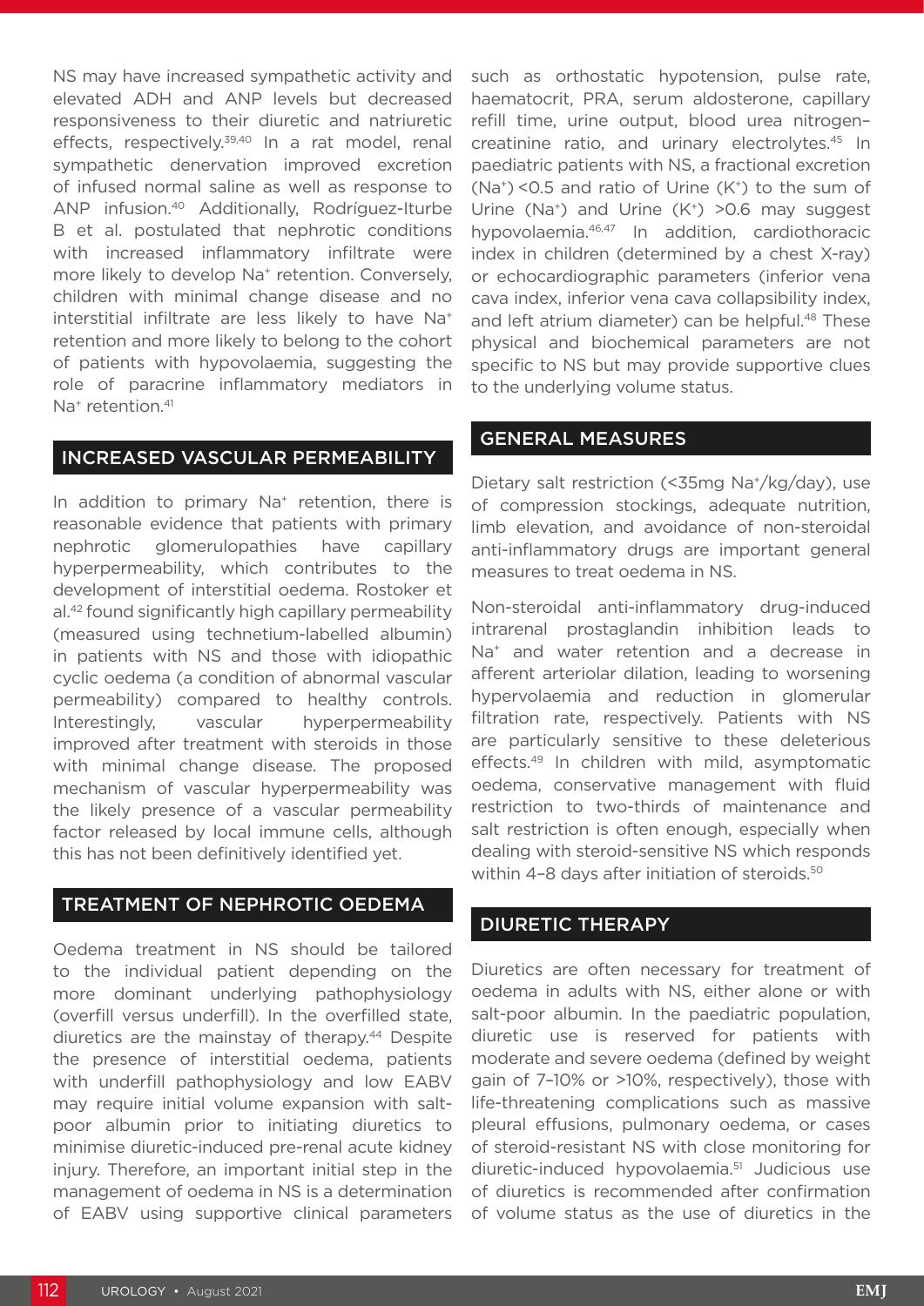NS may have increased sympathetic activity and elevated ADH and ANP levels but decreased responsiveness to their diuretic and natriuretic effects, respectively.[39,40] In a rat model, renal sympathetic denervation improved excretion of infused normal saline as well as response to ANP infusion.[40] Additionally, Rodríguez-Iturbe B et al. postulated that nephrotic conditions with increased inflammatory infiltrate were more likely to develop $Na^+$ retention. Conversely, children with minimal change disease and no interstitial infiltrate are less likely to have $Na^+$ retention and more likely to belong to the cohort of patients with hypovolaemia, suggesting the role of paracrine inflammatory mediators in $Na^+$ retention.[41]

## INCREASED VASCULAR PERMEABILITY

In addition to primary $Na^+$ retention, there is reasonable evidence that patients with primary nephrotic glomerulopathies have capillary hyperpermeability, which contributes to the development of interstitial oedema. Rostoker et al.[42] found significantly high capillary permeability (measured using technetium-labelled albumin) in patients with NS and those with idiopathic cyclic oedema (a condition of abnormal vascular permeability) compared to healthy controls. Interestingly, vascular hyperpermeability improved after treatment with steroids in those with minimal change disease. The proposed mechanism of vascular hyperpermeability was the likely presence of a vascular permeability factor released by local immune cells, although this has not been definitively identified yet.

## TREATMENT OF NEPHROTIC OEDEMA

Oedema treatment in NS should be tailored to the individual patient depending on the more dominant underlying pathophysiology (overfill versus underfill). In the overfilled state, diuretics are the mainstay of therapy.[44] Despite the presence of interstitial oedema, patients with underfill pathophysiology and low EABV may require initial volume expansion with salt-poor albumin prior to initiating diuretics to minimise diuretic-induced pre-renal acute kidney injury. Therefore, an important initial step in the management of oedema in NS is a determination of EABV using supportive clinical parameters such as orthostatic hypotension, pulse rate, haematocrit, PRA, serum aldosterone, capillary refill time, urine output, blood urea nitrogen–creatinine ratio, and urinary electrolytes.[45] In paediatric patients with NS, a fractional excretion ($Na^+$) <0.5 and ratio of Urine ($K^+$) to the sum of Urine ($Na^+$) and Urine ($K^+$) >0.6 may suggest hypovolaemia.[46,47] In addition, cardiothoracic index in children (determined by a chest X-ray) or echocardiographic parameters (inferior vena cava index, inferior vena cava collapsibility index, and left atrium diameter) can be helpful.[48] These physical and biochemical parameters are not specific to NS but may provide supportive clues to the underlying volume status.

## GENERAL MEASURES

Dietary salt restriction (<35mg $Na^+$/kg/day), use of compression stockings, adequate nutrition, limb elevation, and avoidance of non-steroidal anti-inflammatory drugs are important general measures to treat oedema in NS.

Non-steroidal anti-inflammatory drug-induced intrarenal prostaglandin inhibition leads to $Na^+$ and water retention and a decrease in afferent arteriolar dilation, leading to worsening hypervolaemia and reduction in glomerular filtration rate, respectively. Patients with NS are particularly sensitive to these deleterious effects.[49] In children with mild, asymptomatic oedema, conservative management with fluid restriction to two-thirds of maintenance and salt restriction is often enough, especially when dealing with steroid-sensitive NS which responds within 4–8 days after initiation of steroids.[50]

## DIURETIC THERAPY

Diuretics are often necessary for treatment of oedema in adults with NS, either alone or with salt-poor albumin. In the paediatric population, diuretic use is reserved for patients with moderate and severe oedema (defined by weight gain of 7–10% or >10%, respectively), those with life-threatening complications such as massive pleural effusions, pulmonary oedema, or cases of steroid-resistant NS with close monitoring for diuretic-induced hypovolaemia.[51] Judicious use of diuretics is recommended after confirmation of volume status as the use of diuretics in the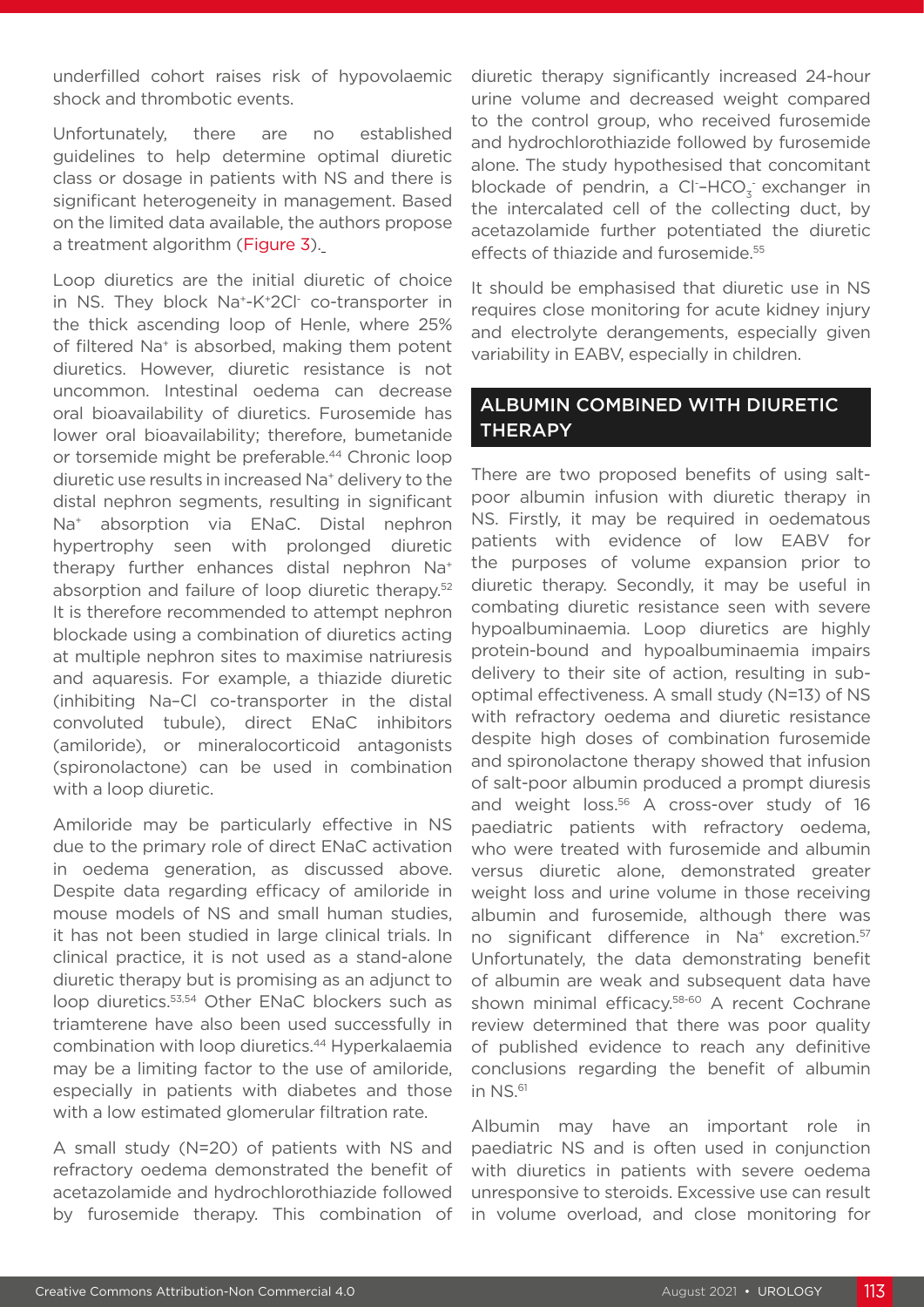underfilled cohort raises risk of hypovolaemic shock and thrombotic events.

Unfortunately, there are no established guidelines to help determine optimal diuretic class or dosage in patients with NS and there is significant heterogeneity in management. Based on the limited data available, the authors propose a treatment algorithm (Figure 3).

Loop diuretics are the initial diuretic of choice in NS. They block $Na^+$-$K^+$2$Cl^-$ co-transporter in the thick ascending loop of Henle, where 25% of filtered $Na^+$ is absorbed, making them potent diuretics. However, diuretic resistance is not uncommon. Intestinal oedema can decrease oral bioavailability of diuretics. Furosemide has lower oral bioavailability; therefore, bumetanide or torsemide might be preferable.[44] Chronic loop diuretic use results in increased $Na^+$ delivery to the distal nephron segments, resulting in significant $Na^+$ absorption via ENaC. Distal nephron hypertrophy seen with prolonged diuretic therapy further enhances distal nephron $Na^+$ absorption and failure of loop diuretic therapy.[52] It is therefore recommended to attempt nephron blockade using a combination of diuretics acting at multiple nephron sites to maximise natriuresis and aquaresis. For example, a thiazide diuretic (inhibiting Na–Cl co-transporter in the distal convoluted tubule), direct ENaC inhibitors (amiloride), or mineralocorticoid antagonists (spironolactone) can be used in combination with a loop diuretic.

Amiloride may be particularly effective in NS due to the primary role of direct ENaC activation in oedema generation, as discussed above. Despite data regarding efficacy of amiloride in mouse models of NS and small human studies, it has not been studied in large clinical trials. In clinical practice, it is not used as a stand-alone diuretic therapy but is promising as an adjunct to loop diuretics.[53,54] Other ENaC blockers such as triamterene have also been used successfully in combination with loop diuretics.[44] Hyperkalaemia may be a limiting factor to the use of amiloride, especially in patients with diabetes and those with a low estimated glomerular filtration rate.

A small study (N=20) of patients with NS and refractory oedema demonstrated the benefit of acetazolamide and hydrochlorothiazide followed by furosemide therapy. This combination of diuretic therapy significantly increased 24-hour urine volume and decreased weight compared to the control group, who received furosemide and hydrochlorothiazide followed by furosemide alone. The study hypothesised that concomitant blockade of pendrin, a $Cl^-$–$HCO_3^-$ exchanger in the intercalated cell of the collecting duct, by acetazolamide further potentiated the diuretic effects of thiazide and furosemide.[55]

It should be emphasised that diuretic use in NS requires close monitoring for acute kidney injury and electrolyte derangements, especially given variability in EABV, especially in children.

## ALBUMIN COMBINED WITH DIURETIC THERAPY

There are two proposed benefits of using salt-poor albumin infusion with diuretic therapy in NS. Firstly, it may be required in oedematous patients with evidence of low EABV for the purposes of volume expansion prior to diuretic therapy. Secondly, it may be useful in combating diuretic resistance seen with severe hypoalbuminaemia. Loop diuretics are highly protein-bound and hypoalbuminaemia impairs delivery to their site of action, resulting in sub-optimal effectiveness. A small study (N=13) of NS with refractory oedema and diuretic resistance despite high doses of combination furosemide and spironolactone therapy showed that infusion of salt-poor albumin produced a prompt diuresis and weight loss.[56] A cross-over study of 16 paediatric patients with refractory oedema, who were treated with furosemide and albumin versus diuretic alone, demonstrated greater weight loss and urine volume in those receiving albumin and furosemide, although there was no significant difference in $Na^+$ excretion.[57] Unfortunately, the data demonstrating benefit of albumin are weak and subsequent data have shown minimal efficacy.[58-60] A recent Cochrane review determined that there was poor quality of published evidence to reach any definitive conclusions regarding the benefit of albumin in NS.[61]

Albumin may have an important role in paediatric NS and is often used in conjunction with diuretics in patients with severe oedema unresponsive to steroids. Excessive use can result in volume overload, and close monitoring for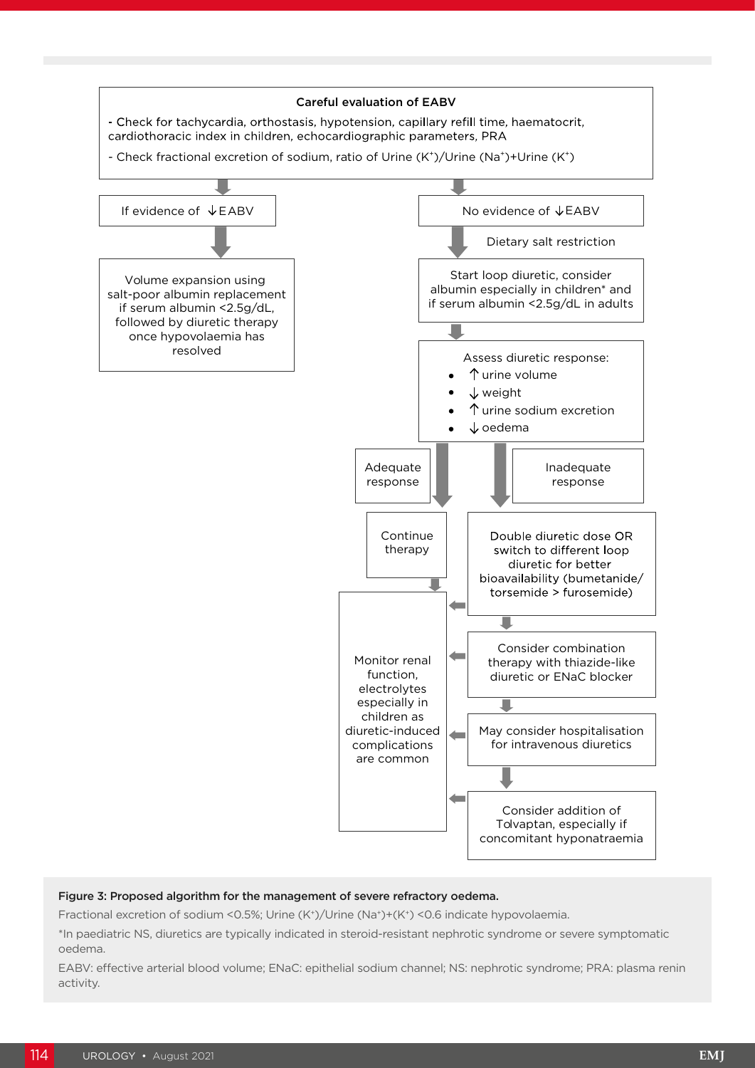**Careful evaluation of EABV**

- Check for tachycardia, orthostasis, hypotension, capillary refill time, haematocrit, cardiothoracic index in children, echocardiographic parameters, PRA
- Check fractional excretion of sodium, ratio of Urine ($K^+$)/Urine ($Na^+$)+Urine ($K^+$)

**If evidence of ↓EABV**

→ Volume expansion using salt-poor albumin replacement if serum albumin <2.5g/dL, followed by diuretic therapy once hypovolaemia has resolved

**No evidence of ↓EABV**

→ Dietary salt restriction

→ Start loop diuretic, consider albumin especially in children* and if serum albumin <2.5g/dL in adults

→ Assess diuretic response:

- ↑ urine volume
- ↓ weight
- ↑ urine sodium excretion
- ↓ oedema

**Adequate response**

→ Continue therapy

→ Monitor renal function, electrolytes especially in children as diuretic-induced complications are common

**Inadequate response**

→ Double diuretic dose OR switch to different loop diuretic for better bioavailability (bumetanide/torsemide > furosemide)

→ Consider combination therapy with thiazide-like diuretic or ENaC blocker

→ May consider hospitalisation for intravenous diuretics

→ Consider addition of Tolvaptan, especially if concomitant hyponatraemia

(Each step of the inadequate response pathway → Monitor renal function, electrolytes especially in children as diuretic-induced complications are common)

**Figure 3: Proposed algorithm for the management of severe refractory oedema.**

Fractional excretion of sodium <0.5%; Urine ($K^+$)/Urine ($Na^+$)+($K^+$) <0.6 indicate hypovolaemia.

*In paediatric NS, diuretics are typically indicated in steroid-resistant nephrotic syndrome or severe symptomatic oedema.

EABV: effective arterial blood volume; ENaC: epithelial sodium channel; NS: nephrotic syndrome; PRA: plasma renin activity.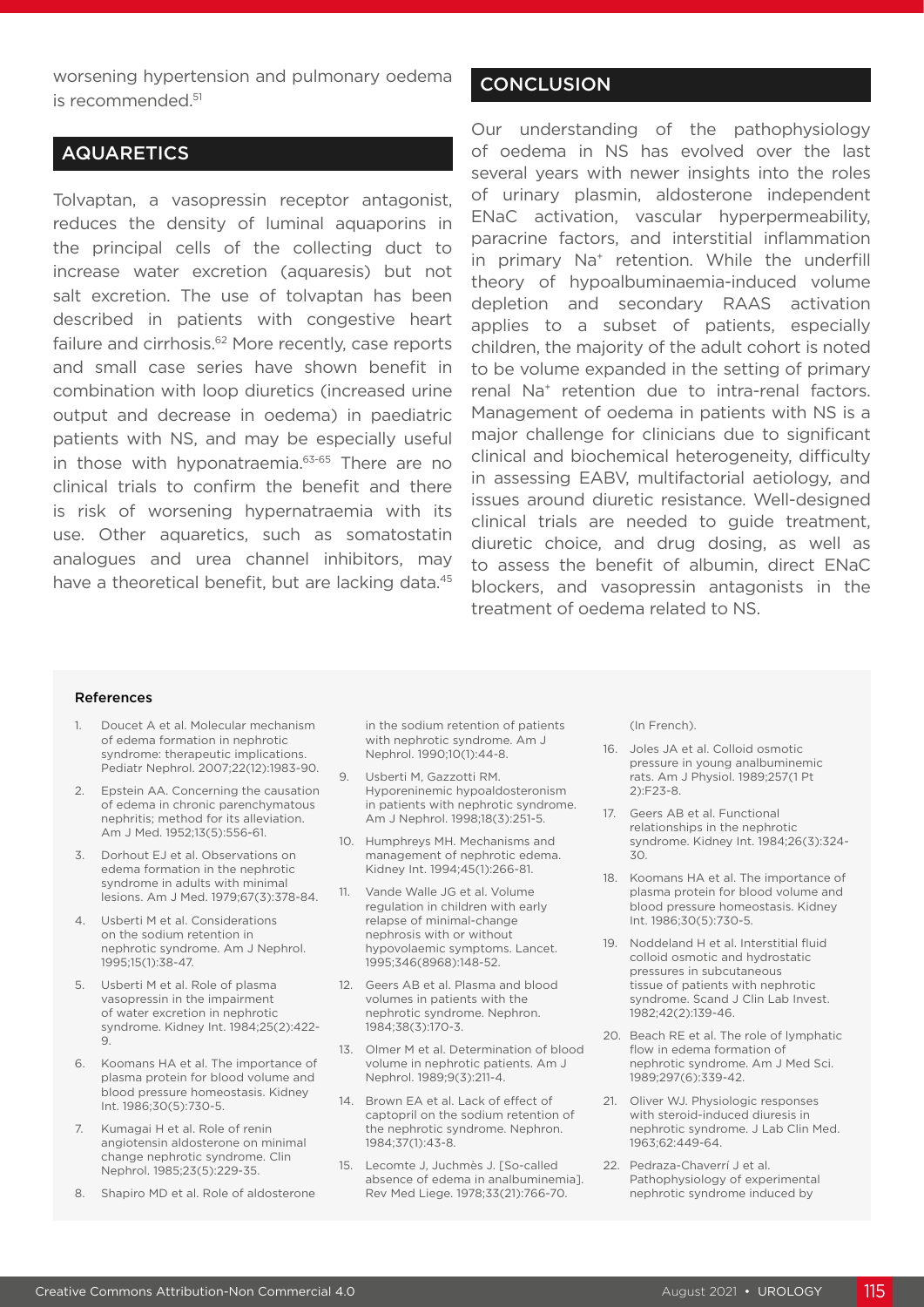worsening hypertension and pulmonary oedema is recommended.[51]

## AQUARETICS

Tolvaptan, a vasopressin receptor antagonist, reduces the density of luminal aquaporins in the principal cells of the collecting duct to increase water excretion (aquaresis) but not salt excretion. The use of tolvaptan has been described in patients with congestive heart failure and cirrhosis.[62] More recently, case reports and small case series have shown benefit in combination with loop diuretics (increased urine output and decrease in oedema) in paediatric patients with NS, and may be especially useful in those with hyponatraemia.[63-65] There are no clinical trials to confirm the benefit and there is risk of worsening hypernatraemia with its use. Other aquaretics, such as somatostatin analogues and urea channel inhibitors, may have a theoretical benefit, but are lacking data.[45]

## CONCLUSION

Our understanding of the pathophysiology of oedema in NS has evolved over the last several years with newer insights into the roles of urinary plasmin, aldosterone independent ENaC activation, vascular hyperpermeability, paracrine factors, and interstitial inflammation in primary $Na^+$ retention. While the underfill theory of hypoalbuminaemia-induced volume depletion and secondary RAAS activation applies to a subset of patients, especially children, the majority of the adult cohort is noted to be volume expanded in the setting of primary renal $Na^+$ retention due to intra-renal factors. Management of oedema in patients with NS is a major challenge for clinicians due to significant clinical and biochemical heterogeneity, difficulty in assessing EABV, multifactorial aetiology, and issues around diuretic resistance. Well-designed clinical trials are needed to guide treatment, diuretic choice, and drug dosing, as well as to assess the benefit of albumin, direct ENaC blockers, and vasopressin antagonists in the treatment of oedema related to NS.

### References

1. Doucet A et al. Molecular mechanism of edema formation in nephrotic syndrome: therapeutic implications. Pediatr Nephrol. 2007;22(12):1983-90.
2. Epstein AA. Concerning the causation of edema in chronic parenchymatous nephritis; method for its alleviation. Am J Med. 1952;13(5):556-61.
3. Dorhout EJ et al. Observations on edema formation in the nephrotic syndrome in adults with minimal lesions. Am J Med. 1979;67(3):378-84.
4. Usberti M et al. Considerations on the sodium retention in nephrotic syndrome. Am J Nephrol. 1995;15(1):38-47.
5. Usberti M et al. Role of plasma vasopressin in the impairment of water excretion in nephrotic syndrome. Kidney Int. 1984;25(2):422-9.
6. Koomans HA et al. The importance of plasma protein for blood volume and blood pressure homeostasis. Kidney Int. 1986;30(5):730-5.
7. Kumagai H et al. Role of renin angiotensin aldosterone on minimal change nephrotic syndrome. Clin Nephrol. 1985;23(5):229-35.
8. Shapiro MD et al. Role of aldosterone in the sodium retention of patients with nephrotic syndrome. Am J Nephrol. 1990;10(1):44-8.
9. Usberti M, Gazzotti RM. Hyporeninemic hypoaldosteronism in patients with nephrotic syndrome. Am J Nephrol. 1998;18(3):251-5.
10. Humphreys MH. Mechanisms and management of nephrotic edema. Kidney Int. 1994;45(1):266-81.
11. Vande Walle JG et al. Volume regulation in children with early relapse of minimal-change nephrosis with or without hypovolaemic symptoms. Lancet. 1995;346(8968):148-52.
12. Geers AB et al. Plasma and blood volumes in patients with the nephrotic syndrome. Nephron. 1984;38(3):170-3.
13. Olmer M et al. Determination of blood volume in nephrotic patients. Am J Nephrol. 1989;9(3):211-4.
14. Brown EA et al. Lack of effect of captopril on the sodium retention of the nephrotic syndrome. Nephron. 1984;37(1):43-8.
15. Lecomte J, Juchmès J. [So-called absence of edema in analbuminemia]. Rev Med Liege. 1978;33(21):766-70. (In French).
16. Joles JA et al. Colloid osmotic pressure in young analbuminemic rats. Am J Physiol. 1989;257(1 Pt 2):F23-8.
17. Geers AB et al. Functional relationships in the nephrotic syndrome. Kidney Int. 1984;26(3):324-30.
18. Koomans HA et al. The importance of plasma protein for blood volume and blood pressure homeostasis. Kidney Int. 1986;30(5):730-5.
19. Noddeland H et al. Interstitial fluid colloid osmotic and hydrostatic pressures in subcutaneous tissue of patients with nephrotic syndrome. Scand J Clin Lab Invest. 1982;42(2):139-46.
20. Beach RE et al. The role of lymphatic flow in edema formation of nephrotic syndrome. Am J Med Sci. 1989;297(6):339-42.
21. Oliver WJ. Physiologic responses with steroid-induced diuresis in nephrotic syndrome. J Lab Clin Med. 1963;62:449-64.
22. Pedraza-Chaverrí J et al. Pathophysiology of experimental nephrotic syndrome induced by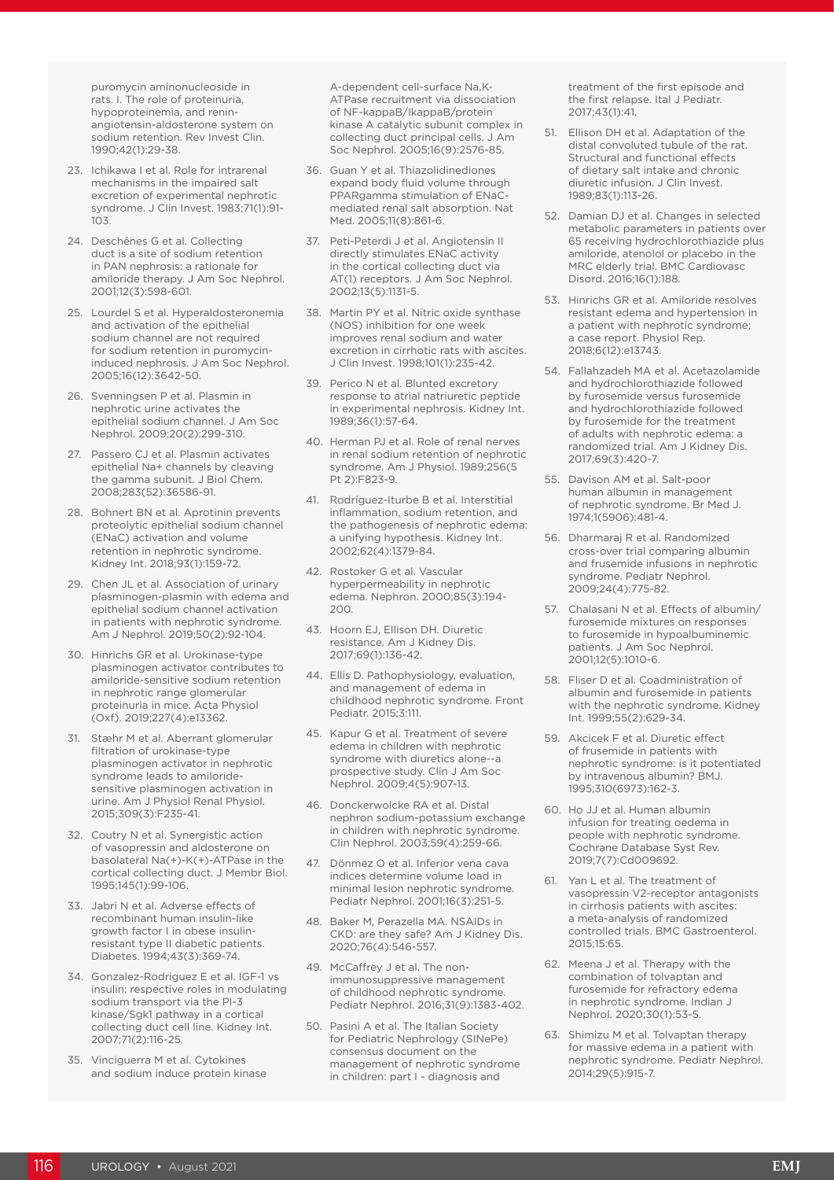puromycin aminonucleoside in rats. I. The role of proteinuria, hypoproteinemia, and renin-angiotensin-aldosterone system on sodium retention. Rev Invest Clin. 1990;42(1):29-38.

23. Ichikawa I et al. Role for intrarenal mechanisms in the impaired salt excretion of experimental nephrotic syndrome. J Clin Invest. 1983;71(1):91-103.
24. Deschênes G et al. Collecting duct is a site of sodium retention in PAN nephrosis: a rationale for amiloride therapy. J Am Soc Nephrol. 2001;12(3):598-601.
25. Lourdel S et al. Hyperaldosteronemia and activation of the epithelial sodium channel are not required for sodium retention in puromycin-induced nephrosis. J Am Soc Nephrol. 2005;16(12):3642-50.
26. Svenningsen P et al. Plasmin in nephrotic urine activates the epithelial sodium channel. J Am Soc Nephrol. 2009;20(2):299-310.
27. Passero CJ et al. Plasmin activates epithelial Na+ channels by cleaving the gamma subunit. J Biol Chem. 2008;283(52):36586-91.
28. Bohnert BN et al. Aprotinin prevents proteolytic epithelial sodium channel (ENaC) activation and volume retention in nephrotic syndrome. Kidney Int. 2018;93(1):159-72.
29. Chen JL et al. Association of urinary plasminogen-plasmin with edema and epithelial sodium channel activation in patients with nephrotic syndrome. Am J Nephrol. 2019;50(2):92-104.
30. Hinrichs GR et al. Urokinase-type plasminogen activator contributes to amiloride-sensitive sodium retention in nephrotic range glomerular proteinuria in mice. Acta Physiol (Oxf). 2019;227(4):e13362.
31. Stæhr M et al. Aberrant glomerular filtration of urokinase-type plasminogen activator in nephrotic syndrome leads to amiloride-sensitive plasminogen activation in urine. Am J Physiol Renal Physiol. 2015;309(3):F235-41.
32. Coutry N et al. Synergistic action of vasopressin and aldosterone on basolateral Na(+)-K(+)-ATPase in the cortical collecting duct. J Membr Biol. 1995;145(1):99-106.
33. Jabri N et al. Adverse effects of recombinant human insulin-like growth factor I in obese insulin-resistant type II diabetic patients. Diabetes. 1994;43(3):369-74.
34. Gonzalez-Rodriguez E et al. IGF-1 vs insulin: respective roles in modulating sodium transport via the PI-3 kinase/Sgk1 pathway in a cortical collecting duct cell line. Kidney Int. 2007;71(2):116-25.
35. Vinciguerra M et al. Cytokines and sodium induce protein kinase A-dependent cell-surface Na,K-ATPase recruitment via dissociation of NF-kappaB/IkappaB/protein kinase A catalytic subunit complex in collecting duct principal cells. J Am Soc Nephrol. 2005;16(9):2576-85.
36. Guan Y et al. Thiazolidinediones expand body fluid volume through PPARgamma stimulation of ENaC-mediated renal salt absorption. Nat Med. 2005;11(8):861-6.
37. Peti-Peterdi J et al. Angiotensin II directly stimulates ENaC activity in the cortical collecting duct via AT(1) receptors. J Am Soc Nephrol. 2002;13(5):1131-5.
38. Martin PY et al. Nitric oxide synthase (NOS) inhibition for one week improves renal sodium and water excretion in cirrhotic rats with ascites. J Clin Invest. 1998;101(1):235-42.
39. Perico N et al. Blunted excretory response to atrial natriuretic peptide in experimental nephrosis. Kidney Int. 1989;36(1):57-64.
40. Herman PJ et al. Role of renal nerves in renal sodium retention of nephrotic syndrome. Am J Physiol. 1989;256(5 Pt 2):F823-9.
41. Rodríguez-Iturbe B et al. Interstitial inflammation, sodium retention, and the pathogenesis of nephrotic edema: a unifying hypothesis. Kidney Int. 2002;62(4):1379-84.
42. Rostoker G et al. Vascular hyperpermeability in nephrotic edema. Nephron. 2000;85(3):194-200.
43. Hoorn EJ, Ellison DH. Diuretic resistance. Am J Kidney Dis. 2017;69(1):136-42.
44. Ellis D. Pathophysiology, evaluation, and management of edema in childhood nephrotic syndrome. Front Pediatr. 2015;3:111.
45. Kapur G et al. Treatment of severe edema in children with nephrotic syndrome with diuretics alone--a prospective study. Clin J Am Soc Nephrol. 2009;4(5):907-13.
46. Donckerwolcke RA et al. Distal nephron sodium-potassium exchange in children with nephrotic syndrome. Clin Nephrol. 2003;59(4):259-66.
47. Dönmez O et al. Inferior vena cava indices determine volume load in minimal lesion nephrotic syndrome. Pediatr Nephrol. 2001;16(3):251-5.
48. Baker M, Perazella MA. NSAIDs in CKD: are they safe? Am J Kidney Dis. 2020;76(4):546-557.
49. McCaffrey J et al. The non-immunosuppressive management of childhood nephrotic syndrome. Pediatr Nephrol. 2016;31(9):1383-402.
50. Pasini A et al. The Italian Society for Pediatric Nephrology (SINePe) consensus document on the management of nephrotic syndrome in children: part I - diagnosis and treatment of the first episode and the first relapse. Ital J Pediatr. 2017;43(1):41.
51. Ellison DH et al. Adaptation of the distal convoluted tubule of the rat. Structural and functional effects of dietary salt intake and chronic diuretic infusion. J Clin Invest. 1989;83(1):113-26.
52. Damian DJ et al. Changes in selected metabolic parameters in patients over 65 receiving hydrochlorothiazide plus amiloride, atenolol or placebo in the MRC elderly trial. BMC Cardiovasc Disord. 2016;16(1):188.
53. Hinrichs GR et al. Amiloride resolves resistant edema and hypertension in a patient with nephrotic syndrome; a case report. Physiol Rep. 2018;6(12):e13743.
54. Fallahzadeh MA et al. Acetazolamide and hydrochlorothiazide followed by furosemide versus furosemide and hydrochlorothiazide followed by furosemide for the treatment of adults with nephrotic edema: a randomized trial. Am J Kidney Dis. 2017;69(3):420-7.
55. Davison AM et al. Salt-poor human albumin in management of nephrotic syndrome. Br Med J. 1974;1(5906):481-4.
56. Dharmaraj R et al. Randomized cross-over trial comparing albumin and frusemide infusions in nephrotic syndrome. Pediatr Nephrol. 2009;24(4):775-82.
57. Chalasani N et al. Effects of albumin/furosemide mixtures on responses to furosemide in hypoalbuminemic patients. J Am Soc Nephrol. 2001;12(5):1010-6.
58. Fliser D et al. Coadministration of albumin and furosemide in patients with the nephrotic syndrome. Kidney Int. 1999;55(2):629-34.
59. Akcicek F et al. Diuretic effect of frusemide in patients with nephrotic syndrome: is it potentiated by intravenous albumin? BMJ. 1995;310(6973):162-3.
60. Ho JJ et al. Human albumin infusion for treating oedema in people with nephrotic syndrome. Cochrane Database Syst Rev. 2019;7(7):Cd009692.
61. Yan L et al. The treatment of vasopressin V2-receptor antagonists in cirrhosis patients with ascites: a meta-analysis of randomized controlled trials. BMC Gastroenterol. 2015;15:65.
62. Meena J et al. Therapy with the combination of tolvaptan and furosemide for refractory edema in nephrotic syndrome. Indian J Nephrol. 2020;30(1):53-5.
63. Shimizu M et al. Tolvaptan therapy for massive edema in a patient with nephrotic syndrome. Pediatr Nephrol. 2014;29(5):915-7.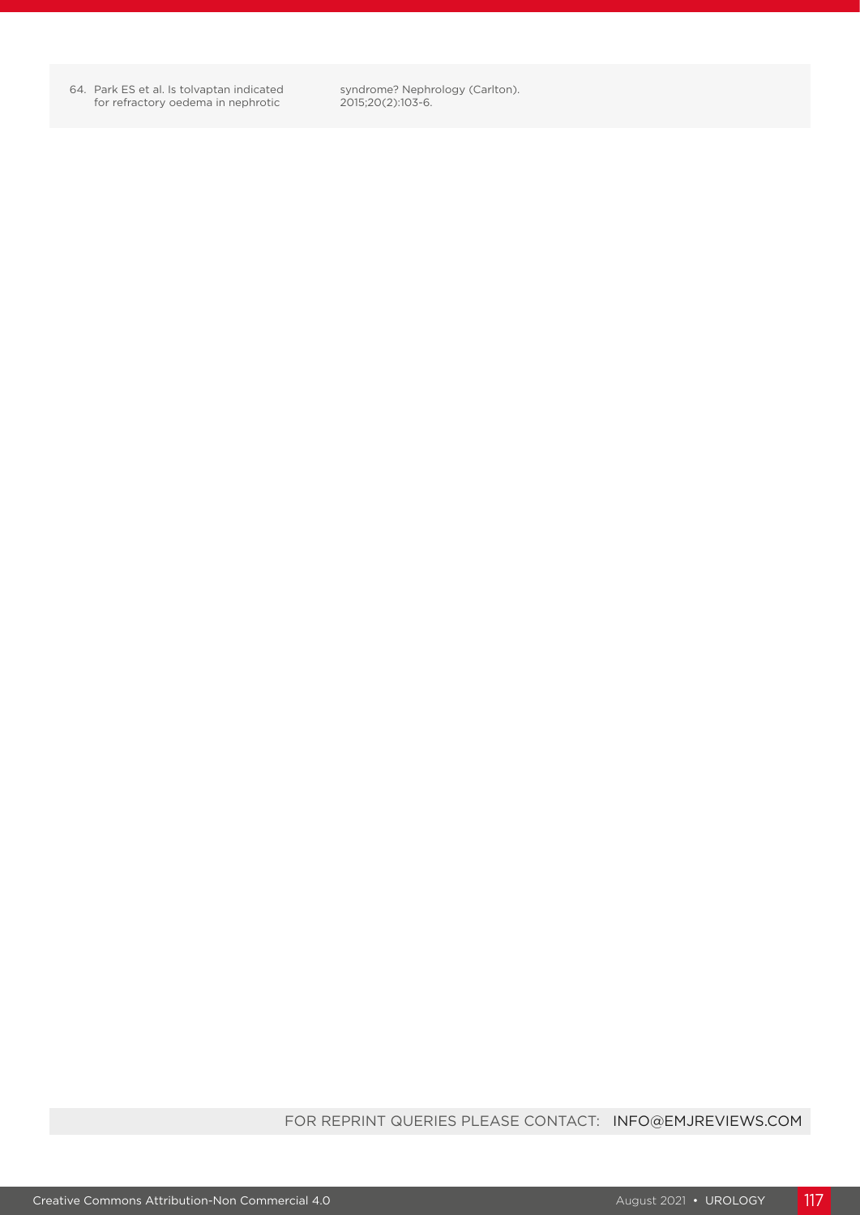64. Park ES et al. Is tolvaptan indicated for refractory oedema in nephrotic syndrome? Nephrology (Carlton). 2015;20(2):103-6.

FOR REPRINT QUERIES PLEASE CONTACT: INFO@EMJREVIEWS.COM